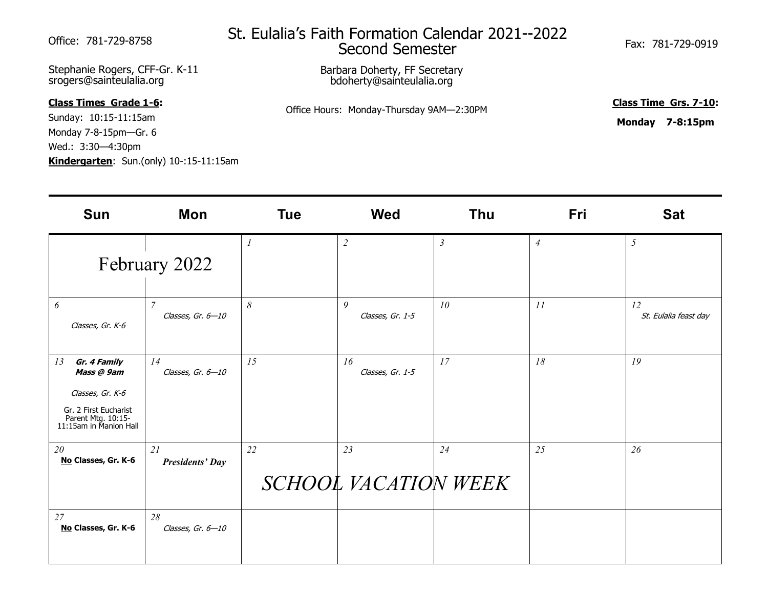Office: 781-729-8758

# St. Eulalia's Faith Formation Calendar 2021--2022
## Second Semester

Fax: 781-729-0919

Stephanie Rogers, CFF-Gr. K-11
srogers@sainteulalia.org

Barbara Doherty, FF Secretary
bdoherty@sainteulalia.org

**Class Times Grade 1-6:**
Sunday: 10:15-11:15am
Monday 7-8-15pm—Gr. 6
Wed.: 3:30—4:30pm
**Kindergarten**: Sun.(only) 10-:15-11:15am

Office Hours: Monday-Thursday 9AM—2:30PM

**Class Time Grs. 7-10:**
**Monday 7-8:15pm**

| Sun | Mon | Tue | Wed | Thu | Fri | Sat |
|---|---|---|---|---|---|---|
| February 2022 | | 1 | 2 | 3 | 4 | 5 |
| 6 *Classes, Gr. K-6* | 7 *Classes, Gr. 6—10* | 8 | 9 *Classes, Gr. 1-5* | 10 | 11 | 12 *St. Eulalia feast day* |
| 13 ***Gr. 4 Family Mass @ 9am*** *Classes, Gr. K-6* Gr. 2 First Eucharist Parent Mtg. 10:15-11:15am in Manion Hall | 14 *Classes, Gr. 6—10* | 15 | 16 *Classes, Gr. 1-5* | 17 | 18 | 19 |
| 20 **No Classes, Gr. K-6** | 21 ***Presidents' Day*** | 22 *SCHOOL VACATION WEEK* | 23 | 24 | 25 | 26 |
| 27 **No Classes, Gr. K-6** | 28 *Classes, Gr. 6—10* | | | | | |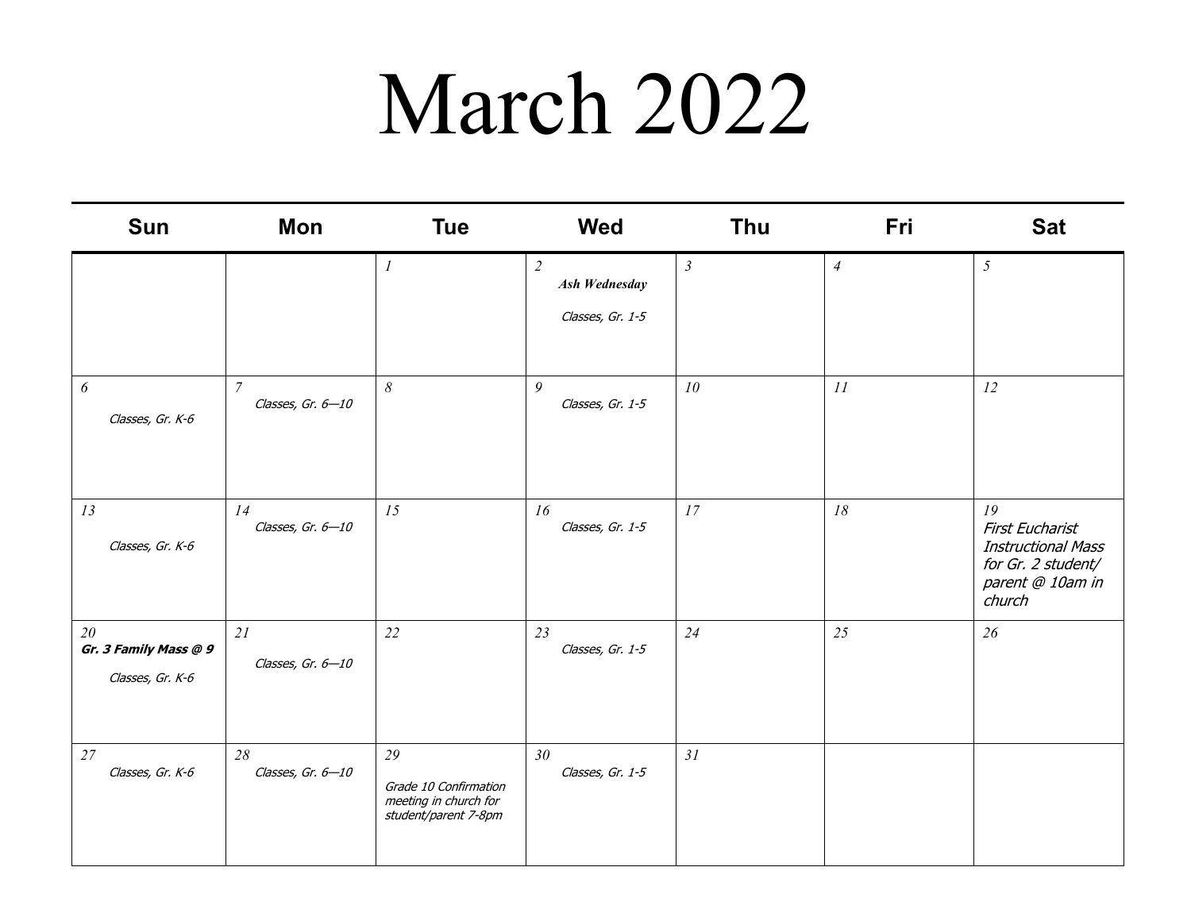# March 2022

| Sun | Mon | Tue | Wed | Thu | Fri | Sat |
|---|---|---|---|---|---|---|
| | | 1 | 2 **Ash Wednesday** Classes, Gr. 1-5 | 3 | 4 | 5 |
| 6 Classes, Gr. K-6 | 7 Classes, Gr. 6—10 | 8 | 9 Classes, Gr. 1-5 | 10 | 11 | 12 |
| 13 Classes, Gr. K-6 | 14 Classes, Gr. 6—10 | 15 | 16 Classes, Gr. 1-5 | 17 | 18 | 19 First Eucharist Instructional Mass for Gr. 2 student/ parent @ 10am in church |
| 20 **Gr. 3 Family Mass @ 9** Classes, Gr. K-6 | 21 Classes, Gr. 6—10 | 22 | 23 Classes, Gr. 1-5 | 24 | 25 | 26 |
| 27 Classes, Gr. K-6 | 28 Classes, Gr. 6—10 | 29 Grade 10 Confirmation meeting in church for student/parent 7-8pm | 30 Classes, Gr. 1-5 | 31 | | |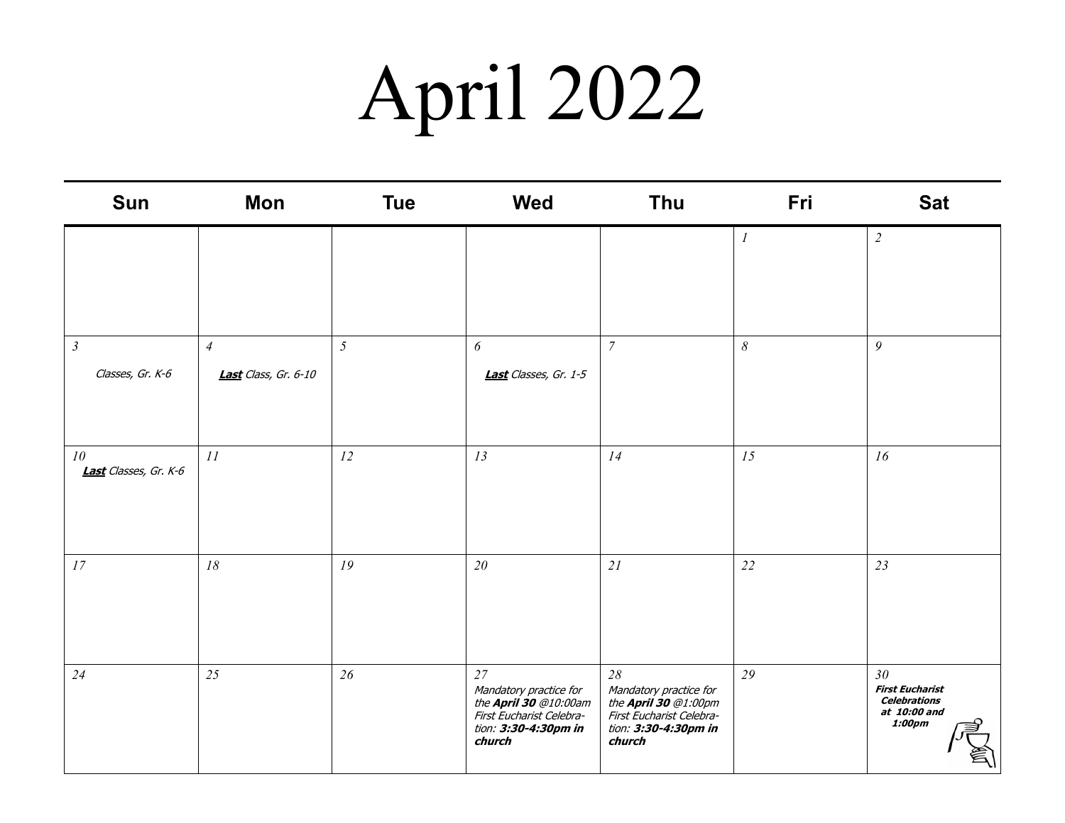# April 2022

| Sun | Mon | Tue | Wed | Thu | Fri | Sat |
|---|---|---|---|---|---|---|
| | | | | | *1* | *2* |
| *3* <br> *Classes, Gr. K-6* | *4* <br> ***Last** Class, Gr. 6-10* | *5* | *6* <br> ***Last** Classes, Gr. 1-5* | *7* | *8* | *9* |
| *10* <br> ***Last** Classes, Gr. K-6* | *11* | *12* | *13* | *14* | *15* | *16* |
| *17* | *18* | *19* | *20* | *21* | *22* | *23* |
| *24* | *25* | *26* | *27* <br> *Mandatory practice for the **April 30** @10:00am First Eucharist Celebration: **3:30-4:30pm in church*** | *28* <br> *Mandatory practice for the **April 30** @1:00pm First Eucharist Celebration: **3:30-4:30pm in church*** | *29* | *30* <br> ***First Eucharist Celebrations at 10:00 and 1:00pm*** |